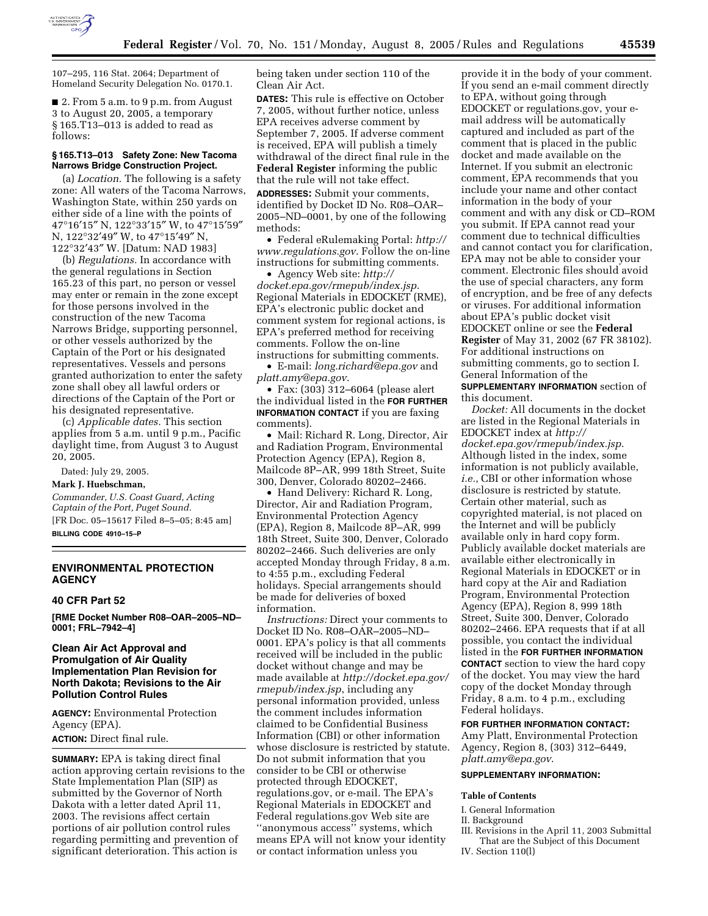107–295, 116 Stat. 2064; Department of Homeland Security Delegation No. 0170.1.

■ 2. From 5 a.m. to 9 p.m. from August 3 to August 20, 2005, a temporary § 165.T13–013 is added to read as follows:

**§ 165.T13–013 Safety Zone: New Tacoma Narrows Bridge Construction Project.**

(a) *Location.* The following is a safety zone: All waters of the Tacoma Narrows, Washington State, within 250 yards on either side of a line with the points of 47°16′15″ N, 122°33′15″ W, to 47°15′59″ N, 122°32′49″ W, to 47°15′49″ N, 122°32′43″ W. [Datum: NAD 1983]

(b) *Regulations.* In accordance with the general regulations in Section 165.23 of this part, no person or vessel may enter or remain in the zone except for those persons involved in the construction of the new Tacoma Narrows Bridge, supporting personnel, or other vessels authorized by the Captain of the Port or his designated representatives. Vessels and persons granted authorization to enter the safety zone shall obey all lawful orders or directions of the Captain of the Port or his designated representative.

(c) *Applicable dates.* This section applies from 5 a.m. until 9 p.m., Pacific daylight time, from August 3 to August 20, 2005.

Dated: July 29, 2005.

**Mark J. Huebschman,**

*Commander, U.S. Coast Guard, Acting Captain of the Port, Puget Sound.*

[FR Doc. 05–15617 Filed 8–5–05; 8:45 am]

**BILLING CODE 4910–15–P**

## ENVIRONMENTAL PROTECTION AGENCY

### 40 CFR Part 52

**[RME Docket Number R08–OAR–2005–ND–0001; FRL–7942–4]**

### Clean Air Act Approval and Promulgation of Air Quality Implementation Plan Revision for North Dakota; Revisions to the Air Pollution Control Rules

**AGENCY:** Environmental Protection Agency (EPA).

**ACTION:** Direct final rule.

**SUMMARY:** EPA is taking direct final action approving certain revisions to the State Implementation Plan (SIP) as submitted by the Governor of North Dakota with a letter dated April 11, 2003. The revisions affect certain portions of air pollution control rules regarding permitting and prevention of significant deterioration. This action is being taken under section 110 of the Clean Air Act.

**DATES:** This rule is effective on October 7, 2005, without further notice, unless EPA receives adverse comment by September 7, 2005. If adverse comment is received, EPA will publish a timely withdrawal of the direct final rule in the **Federal Register** informing the public that the rule will not take effect.

**ADDRESSES:** Submit your comments, identified by Docket ID No. R08–OAR–2005–ND–0001, by one of the following methods:

- Federal eRulemaking Portal: *http://www.regulations.gov*. Follow the on-line instructions for submitting comments.
- Agency Web site: *http://docket.epa.gov/rmepub/index.jsp*. Regional Materials in EDOCKET (RME), EPA's electronic public docket and comment system for regional actions, is EPA's preferred method for receiving comments. Follow the on-line instructions for submitting comments.
- E-mail: *long.richard@epa.gov* and *platt.amy@epa.gov*.
- Fax: (303) 312–6064 (please alert the individual listed in the **FOR FURTHER INFORMATION CONTACT** if you are faxing comments).
- Mail: Richard R. Long, Director, Air and Radiation Program, Environmental Protection Agency (EPA), Region 8, Mailcode 8P–AR, 999 18th Street, Suite 300, Denver, Colorado 80202–2466.
- Hand Delivery: Richard R. Long, Director, Air and Radiation Program, Environmental Protection Agency (EPA), Region 8, Mailcode 8P–AR, 999 18th Street, Suite 300, Denver, Colorado 80202–2466. Such deliveries are only accepted Monday through Friday, 8 a.m. to 4:55 p.m., excluding Federal holidays. Special arrangements should be made for deliveries of boxed information.

*Instructions:* Direct your comments to Docket ID No. R08–OAR–2005–ND–0001. EPA's policy is that all comments received will be included in the public docket without change and may be made available at *http://docket.epa.gov/rmepub/index.jsp*, including any personal information provided, unless the comment includes information claimed to be Confidential Business Information (CBI) or other information whose disclosure is restricted by statute. Do not submit information that you consider to be CBI or otherwise protected through EDOCKET, regulations.gov, or e-mail. The EPA's Regional Materials in EDOCKET and Federal regulations.gov Web site are ''anonymous access'' systems, which means EPA will not know your identity or contact information unless you provide it in the body of your comment. If you send an e-mail comment directly to EPA, without going through EDOCKET or regulations.gov, your e-mail address will be automatically captured and included as part of the comment that is placed in the public docket and made available on the Internet. If you submit an electronic comment, EPA recommends that you include your name and other contact information in the body of your comment and with any disk or CD–ROM you submit. If EPA cannot read your comment due to technical difficulties and cannot contact you for clarification, EPA may not be able to consider your comment. Electronic files should avoid the use of special characters, any form of encryption, and be free of any defects or viruses. For additional information about EPA's public docket visit EDOCKET online or see the **Federal Register** of May 31, 2002 (67 FR 38102). For additional instructions on submitting comments, go to section I. General Information of the **SUPPLEMENTARY INFORMATION** section of this document.

*Docket:* All documents in the docket are listed in the Regional Materials in EDOCKET index at *http://docket.epa.gov/rmepub/index.jsp*. Although listed in the index, some information is not publicly available, *i.e.*, CBI or other information whose disclosure is restricted by statute. Certain other material, such as copyrighted material, is not placed on the Internet and will be publicly available only in hard copy form. Publicly available docket materials are available either electronically in Regional Materials in EDOCKET or in hard copy at the Air and Radiation Program, Environmental Protection Agency (EPA), Region 8, 999 18th Street, Suite 300, Denver, Colorado 80202–2466. EPA requests that if at all possible, you contact the individual listed in the **FOR FURTHER INFORMATION CONTACT** section to view the hard copy of the docket. You may view the hard copy of the docket Monday through Friday, 8 a.m. to 4 p.m., excluding Federal holidays.

**FOR FURTHER INFORMATION CONTACT:** Amy Platt, Environmental Protection Agency, Region 8, (303) 312–6449, *platt.amy@epa.gov*.

**SUPPLEMENTARY INFORMATION:**

**Table of Contents**

I. General Information
II. Background
III. Revisions in the April 11, 2003 Submittal That are the Subject of this Document
IV. Section 110(l)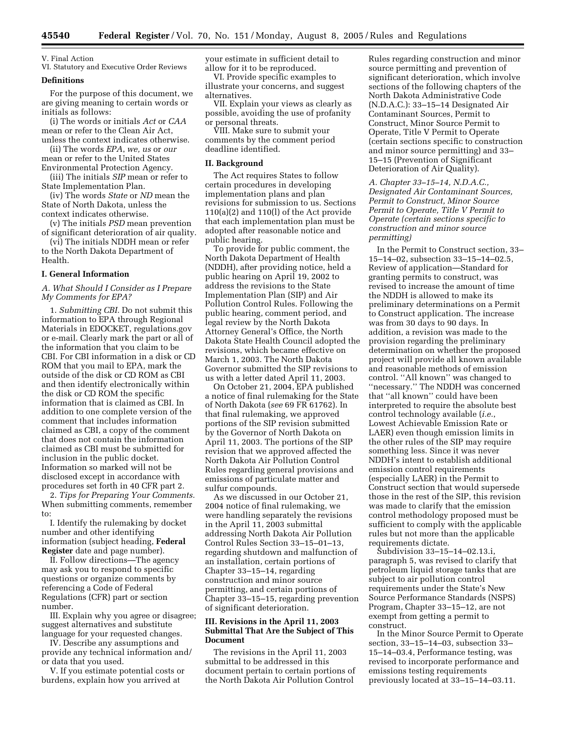V. Final Action
VI. Statutory and Executive Order Reviews

**Definitions**

For the purpose of this document, we are giving meaning to certain words or initials as follows:

(i) The words or initials *Act* or *CAA* mean or refer to the Clean Air Act, unless the context indicates otherwise.

(ii) The words *EPA*, *we, us* or *our* mean or refer to the United States Environmental Protection Agency.

(iii) The initials *SIP* mean or refer to State Implementation Plan.

(iv) The words *State* or *ND* mean the State of North Dakota, unless the context indicates otherwise.

(v) The initials *PSD* mean prevention of significant deterioration of air quality.

(vi) The initials NDDH mean or refer to the North Dakota Department of Health.

## I. General Information

### *A. What Should I Consider as I Prepare My Comments for EPA?*

1. *Submitting CBI.* Do not submit this information to EPA through Regional Materials in EDOCKET, regulations.gov or e-mail. Clearly mark the part or all of the information that you claim to be CBI. For CBI information in a disk or CD ROM that you mail to EPA, mark the outside of the disk or CD ROM as CBI and then identify electronically within the disk or CD ROM the specific information that is claimed as CBI. In addition to one complete version of the comment that includes information claimed as CBI, a copy of the comment that does not contain the information claimed as CBI must be submitted for inclusion in the public docket. Information so marked will not be disclosed except in accordance with procedures set forth in 40 CFR part 2.

2. *Tips for Preparing Your Comments.* When submitting comments, remember to:

I. Identify the rulemaking by docket number and other identifying information (subject heading, **Federal Register** date and page number).

II. Follow directions—The agency may ask you to respond to specific questions or organize comments by referencing a Code of Federal Regulations (CFR) part or section number.

III. Explain why you agree or disagree; suggest alternatives and substitute language for your requested changes.

IV. Describe any assumptions and provide any technical information and/or data that you used.

V. If you estimate potential costs or burdens, explain how you arrived at your estimate in sufficient detail to allow for it to be reproduced.

VI. Provide specific examples to illustrate your concerns, and suggest alternatives.

VII. Explain your views as clearly as possible, avoiding the use of profanity or personal threats.

VIII. Make sure to submit your comments by the comment period deadline identified.

## II. Background

The Act requires States to follow certain procedures in developing implementation plans and plan revisions for submission to us. Sections 110(a)(2) and 110(l) of the Act provide that each implementation plan must be adopted after reasonable notice and public hearing.

To provide for public comment, the North Dakota Department of Health (NDDH), after providing notice, held a public hearing on April 19, 2002 to address the revisions to the State Implementation Plan (SIP) and Air Pollution Control Rules. Following the public hearing, comment period, and legal review by the North Dakota Attorney General's Office, the North Dakota State Health Council adopted the revisions, which became effective on March 1, 2003. The North Dakota Governor submitted the SIP revisions to us with a letter dated April 11, 2003.

On October 21, 2004, EPA published a notice of final rulemaking for the State of North Dakota (*see* 69 FR 61762). In that final rulemaking, we approved portions of the SIP revision submitted by the Governor of North Dakota on April 11, 2003. The portions of the SIP revision that we approved affected the North Dakota Air Pollution Control Rules regarding general provisions and emissions of particulate matter and sulfur compounds.

As we discussed in our October 21, 2004 notice of final rulemaking, we were handling separately the revisions in the April 11, 2003 submittal addressing North Dakota Air Pollution Control Rules Section 33–15–01–13, regarding shutdown and malfunction of an installation, certain portions of Chapter 33–15–14, regarding construction and minor source permitting, and certain portions of Chapter 33–15–15, regarding prevention of significant deterioration.

## III. Revisions in the April 11, 2003 Submittal That Are the Subject of This Document

The revisions in the April 11, 2003 submittal to be addressed in this document pertain to certain portions of the North Dakota Air Pollution Control Rules regarding construction and minor source permitting and prevention of significant deterioration, which involve sections of the following chapters of the North Dakota Administrative Code (N.D.A.C.): 33–15–14 Designated Air Contaminant Sources, Permit to Construct, Minor Source Permit to Operate, Title V Permit to Operate (certain sections specific to construction and minor source permitting) and 33–15–15 (Prevention of Significant Deterioration of Air Quality).

### *A. Chapter 33–15–14, N.D.A.C., Designated Air Contaminant Sources, Permit to Construct, Minor Source Permit to Operate, Title V Permit to Operate (certain sections specific to construction and minor source permitting)*

In the Permit to Construct section, 33–15–14–02, subsection 33–15–14–02.5, Review of application—Standard for granting permits to construct, was revised to increase the amount of time the NDDH is allowed to make its preliminary determinations on a Permit to Construct application. The increase was from 30 days to 90 days. In addition, a revision was made to the provision regarding the preliminary determination on whether the proposed project will provide all known available and reasonable methods of emission control. ''All known'' was changed to ''necessary.'' The NDDH was concerned that ''all known'' could have been interpreted to require the absolute best control technology available (*i.e.*, Lowest Achievable Emission Rate or LAER) even though emission limits in the other rules of the SIP may require something less. Since it was never NDDH's intent to establish additional emission control requirements (especially LAER) in the Permit to Construct section that would supersede those in the rest of the SIP, this revision was made to clarify that the emission control methodology proposed must be sufficient to comply with the applicable rules but not more than the applicable requirements dictate.

Subdivision 33–15–14–02.13.i, paragraph 5, was revised to clarify that petroleum liquid storage tanks that are subject to air pollution control requirements under the State's New Source Performance Standards (NSPS) Program, Chapter 33–15–12, are not exempt from getting a permit to construct.

In the Minor Source Permit to Operate section, 33–15–14–03, subsection 33–15–14–03.4, Performance testing, was revised to incorporate performance and emissions testing requirements previously located at 33–15–14–03.11.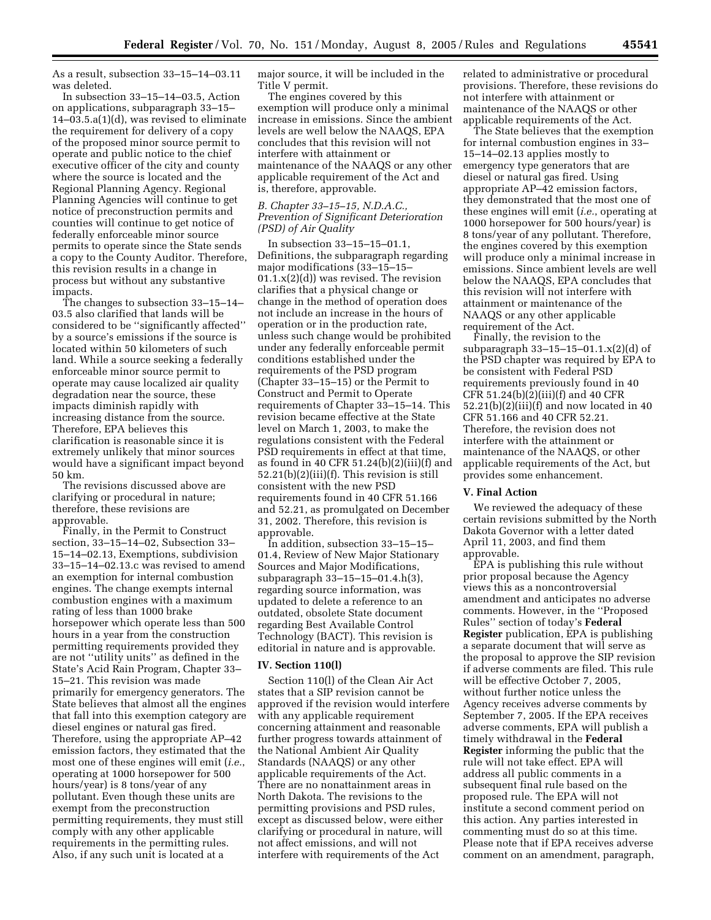As a result, subsection 33–15–14–03.11 was deleted.

In subsection 33–15–14–03.5, Action on applications, subparagraph 33–15–14–03.5.a(1)(d), was revised to eliminate the requirement for delivery of a copy of the proposed minor source permit to operate and public notice to the chief executive officer of the city and county where the source is located and the Regional Planning Agency. Regional Planning Agencies will continue to get notice of preconstruction permits and counties will continue to get notice of federally enforceable minor source permits to operate since the State sends a copy to the County Auditor. Therefore, this revision results in a change in process but without any substantive impacts.

The changes to subsection 33–15–14–03.5 also clarified that lands will be considered to be ''significantly affected'' by a source's emissions if the source is located within 50 kilometers of such land. While a source seeking a federally enforceable minor source permit to operate may cause localized air quality degradation near the source, these impacts diminish rapidly with increasing distance from the source. Therefore, EPA believes this clarification is reasonable since it is extremely unlikely that minor sources would have a significant impact beyond 50 km.

The revisions discussed above are clarifying or procedural in nature; therefore, these revisions are approvable.

Finally, in the Permit to Construct section, 33–15–14–02, Subsection 33–15–14–02.13, Exemptions, subdivision 33–15–14–02.13.c was revised to amend an exemption for internal combustion engines. The change exempts internal combustion engines with a maximum rating of less than 1000 brake horsepower which operate less than 500 hours in a year from the construction permitting requirements provided they are not ''utility units'' as defined in the State's Acid Rain Program, Chapter 33–15–21. This revision was made primarily for emergency generators. The State believes that almost all the engines that fall into this exemption category are diesel engines or natural gas fired. Therefore, using the appropriate AP–42 emission factors, they estimated that the most one of these engines will emit (*i.e.*, operating at 1000 horsepower for 500 hours/year) is 8 tons/year of any pollutant. Even though these units are exempt from the preconstruction permitting requirements, they must still comply with any other applicable requirements in the permitting rules. Also, if any such unit is located at a major source, it will be included in the Title V permit.

The engines covered by this exemption will produce only a minimal increase in emissions. Since the ambient levels are well below the NAAQS, EPA concludes that this revision will not interfere with attainment or maintenance of the NAAQS or any other applicable requirement of the Act and is, therefore, approvable.

### *B. Chapter 33–15–15, N.D.A.C., Prevention of Significant Deterioration (PSD) of Air Quality*

In subsection 33–15–15–01.1, Definitions, the subparagraph regarding major modifications (33–15–15–01.1.x(2)(d)) was revised. The revision clarifies that a physical change or change in the method of operation does not include an increase in the hours of operation or in the production rate, unless such change would be prohibited under any federally enforceable permit conditions established under the requirements of the PSD program (Chapter 33–15–15) or the Permit to Construct and Permit to Operate requirements of Chapter 33–15–14. This revision became effective at the State level on March 1, 2003, to make the regulations consistent with the Federal PSD requirements in effect at that time, as found in 40 CFR 51.24(b)(2)(iii)(f) and 52.21(b)(2)(iii)(f). This revision is still consistent with the new PSD requirements found in 40 CFR 51.166 and 52.21, as promulgated on December 31, 2002. Therefore, this revision is approvable.

In addition, subsection 33–15–15–01.4, Review of New Major Stationary Sources and Major Modifications, subparagraph 33–15–15–01.4.h(3), regarding source information, was updated to delete a reference to an outdated, obsolete State document regarding Best Available Control Technology (BACT). This revision is editorial in nature and is approvable.

## IV. Section 110(l)

Section 110(l) of the Clean Air Act states that a SIP revision cannot be approved if the revision would interfere with any applicable requirement concerning attainment and reasonable further progress towards attainment of the National Ambient Air Quality Standards (NAAQS) or any other applicable requirements of the Act. There are no nonattainment areas in North Dakota. The revisions to the permitting provisions and PSD rules, except as discussed below, were either clarifying or procedural in nature, will not affect emissions, and will not interfere with requirements of the Act related to administrative or procedural provisions. Therefore, these revisions do not interfere with attainment or maintenance of the NAAQS or other applicable requirements of the Act.

The State believes that the exemption for internal combustion engines in 33–15–14–02.13 applies mostly to emergency type generators that are diesel or natural gas fired. Using appropriate AP–42 emission factors, they demonstrated that the most one of these engines will emit (*i.e.*, operating at 1000 horsepower for 500 hours/year) is 8 tons/year of any pollutant. Therefore, the engines covered by this exemption will produce only a minimal increase in emissions. Since ambient levels are well below the NAAQS, EPA concludes that this revision will not interfere with attainment or maintenance of the NAAQS or any other applicable requirement of the Act.

Finally, the revision to the subparagraph 33–15–15–01.1.x(2)(d) of the PSD chapter was required by EPA to be consistent with Federal PSD requirements previously found in 40 CFR 51.24(b)(2)(iii)(f) and 40 CFR 52.21(b)(2)(iii)(f) and now located in 40 CFR 51.166 and 40 CFR 52.21. Therefore, the revision does not interfere with the attainment or maintenance of the NAAQS, or other applicable requirements of the Act, but provides some enhancement.

## V. Final Action

We reviewed the adequacy of these certain revisions submitted by the North Dakota Governor with a letter dated April 11, 2003, and find them approvable.

EPA is publishing this rule without prior proposal because the Agency views this as a noncontroversial amendment and anticipates no adverse comments. However, in the ''Proposed Rules'' section of today's **Federal Register** publication, EPA is publishing a separate document that will serve as the proposal to approve the SIP revision if adverse comments are filed. This rule will be effective October 7, 2005, without further notice unless the Agency receives adverse comments by September 7, 2005. If the EPA receives adverse comments, EPA will publish a timely withdrawal in the **Federal Register** informing the public that the rule will not take effect. EPA will address all public comments in a subsequent final rule based on the proposed rule. The EPA will not institute a second comment period on this action. Any parties interested in commenting must do so at this time. Please note that if EPA receives adverse comment on an amendment, paragraph,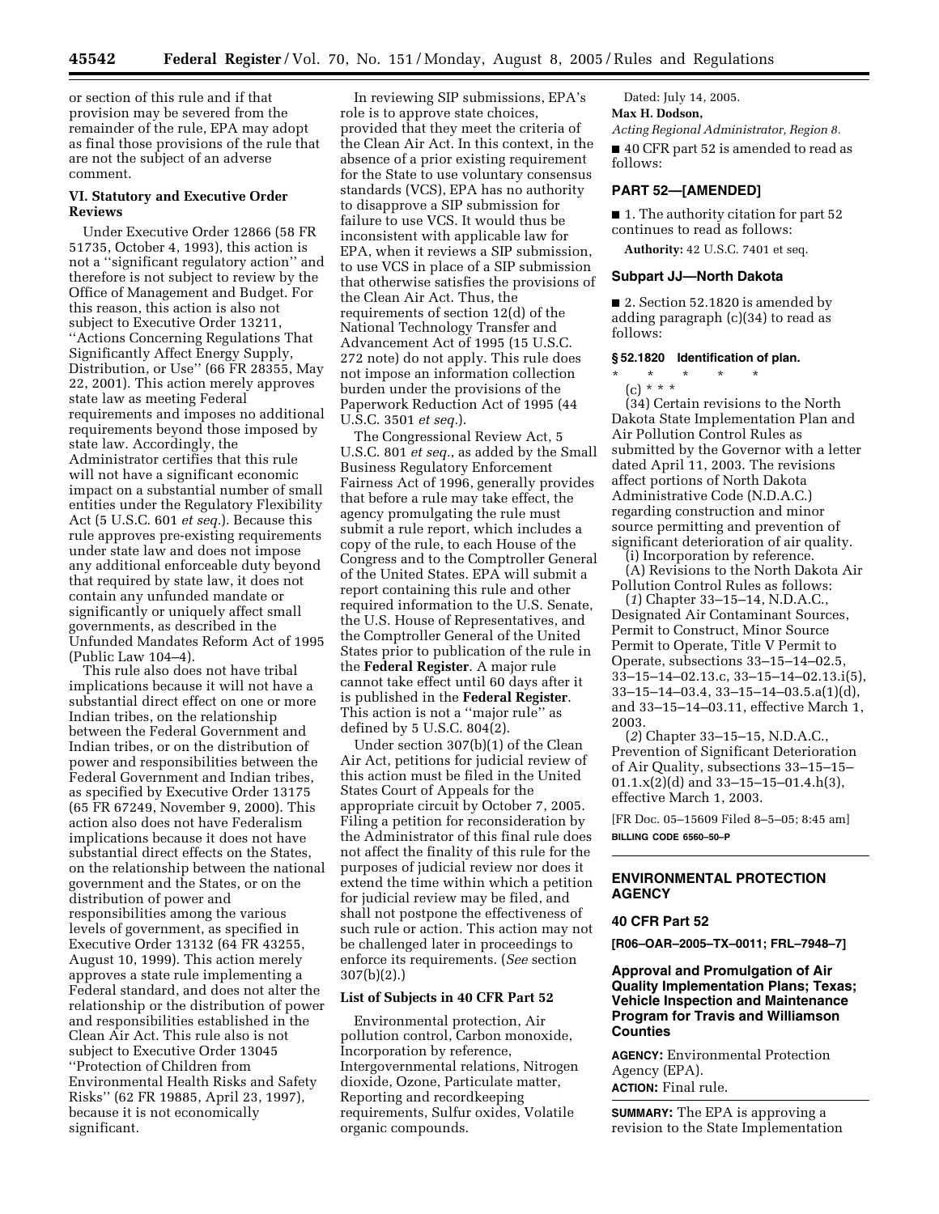or section of this rule and if that provision may be severed from the remainder of the rule, EPA may adopt as final those provisions of the rule that are not the subject of an adverse comment.

### VI. Statutory and Executive Order Reviews

Under Executive Order 12866 (58 FR 51735, October 4, 1993), this action is not a ''significant regulatory action'' and therefore is not subject to review by the Office of Management and Budget. For this reason, this action is also not subject to Executive Order 13211, ''Actions Concerning Regulations That Significantly Affect Energy Supply, Distribution, or Use'' (66 FR 28355, May 22, 2001). This action merely approves state law as meeting Federal requirements and imposes no additional requirements beyond those imposed by state law. Accordingly, the Administrator certifies that this rule will not have a significant economic impact on a substantial number of small entities under the Regulatory Flexibility Act (5 U.S.C. 601 *et seq.*). Because this rule approves pre-existing requirements under state law and does not impose any additional enforceable duty beyond that required by state law, it does not contain any unfunded mandate or significantly or uniquely affect small governments, as described in the Unfunded Mandates Reform Act of 1995 (Public Law 104–4).

This rule also does not have tribal implications because it will not have a substantial direct effect on one or more Indian tribes, on the relationship between the Federal Government and Indian tribes, or on the distribution of power and responsibilities between the Federal Government and Indian tribes, as specified by Executive Order 13175 (65 FR 67249, November 9, 2000). This action also does not have Federalism implications because it does not have substantial direct effects on the States, on the relationship between the national government and the States, or on the distribution of power and responsibilities among the various levels of government, as specified in Executive Order 13132 (64 FR 43255, August 10, 1999). This action merely approves a state rule implementing a Federal standard, and does not alter the relationship or the distribution of power and responsibilities established in the Clean Air Act. This rule also is not subject to Executive Order 13045 ''Protection of Children from Environmental Health Risks and Safety Risks'' (62 FR 19885, April 23, 1997), because it is not economically significant.

In reviewing SIP submissions, EPA's role is to approve state choices, provided that they meet the criteria of the Clean Air Act. In this context, in the absence of a prior existing requirement for the State to use voluntary consensus standards (VCS), EPA has no authority to disapprove a SIP submission for failure to use VCS. It would thus be inconsistent with applicable law for EPA, when it reviews a SIP submission, to use VCS in place of a SIP submission that otherwise satisfies the provisions of the Clean Air Act. Thus, the requirements of section 12(d) of the National Technology Transfer and Advancement Act of 1995 (15 U.S.C. 272 note) do not apply. This rule does not impose an information collection burden under the provisions of the Paperwork Reduction Act of 1995 (44 U.S.C. 3501 *et seq.*).

The Congressional Review Act, 5 U.S.C. 801 *et seq.*, as added by the Small Business Regulatory Enforcement Fairness Act of 1996, generally provides that before a rule may take effect, the agency promulgating the rule must submit a rule report, which includes a copy of the rule, to each House of the Congress and to the Comptroller General of the United States. EPA will submit a report containing this rule and other required information to the U.S. Senate, the U.S. House of Representatives, and the Comptroller General of the United States prior to publication of the rule in the **Federal Register**. A major rule cannot take effect until 60 days after it is published in the **Federal Register**. This action is not a ''major rule'' as defined by 5 U.S.C. 804(2).

Under section 307(b)(1) of the Clean Air Act, petitions for judicial review of this action must be filed in the United States Court of Appeals for the appropriate circuit by October 7, 2005. Filing a petition for reconsideration by the Administrator of this final rule does not affect the finality of this rule for the purposes of judicial review nor does it extend the time within which a petition for judicial review may be filed, and shall not postpone the effectiveness of such rule or action. This action may not be challenged later in proceedings to enforce its requirements. (*See* section 307(b)(2).)

### List of Subjects in 40 CFR Part 52

Environmental protection, Air pollution control, Carbon monoxide, Incorporation by reference, Intergovernmental relations, Nitrogen dioxide, Ozone, Particulate matter, Reporting and recordkeeping requirements, Sulfur oxides, Volatile organic compounds.

Dated: July 14, 2005.

**Max H. Dodson,**

*Acting Regional Administrator, Region 8.*

■ 40 CFR part 52 is amended to read as follows:

## PART 52—[AMENDED]

■ 1. The authority citation for part 52 continues to read as follows:

**Authority:** 42 U.S.C. 7401 et seq.

### Subpart JJ—North Dakota

■ 2. Section 52.1820 is amended by adding paragraph (c)(34) to read as follows:

#### § 52.1820 Identification of plan.

\* \* \* \* \*

(c) \* \* \*

(34) Certain revisions to the North Dakota State Implementation Plan and Air Pollution Control Rules as submitted by the Governor with a letter dated April 11, 2003. The revisions affect portions of North Dakota Administrative Code (N.D.A.C.) regarding construction and minor source permitting and prevention of significant deterioration of air quality.

(i) Incorporation by reference.

(A) Revisions to the North Dakota Air Pollution Control Rules as follows:

(*1*) Chapter 33–15–14, N.D.A.C., Designated Air Contaminant Sources, Permit to Construct, Minor Source Permit to Operate, Title V Permit to Operate, subsections 33–15–14–02.5, 33–15–14–02.13.c, 33–15–14–02.13.i(5), 33–15–14–03.4, 33–15–14–03.5.a(1)(d), and 33–15–14–03.11, effective March 1, 2003.

(*2*) Chapter 33–15–15, N.D.A.C., Prevention of Significant Deterioration of Air Quality, subsections 33–15–15–01.1.x(2)(d) and 33–15–15–01.4.h(3), effective March 1, 2003.

[FR Doc. 05–15609 Filed 8–5–05; 8:45 am]

**BILLING CODE 6560–50–P**

## ENVIRONMENTAL PROTECTION AGENCY

### 40 CFR Part 52

**[R06–OAR–2005–TX–0011; FRL–7948–7]**

### Approval and Promulgation of Air Quality Implementation Plans; Texas; Vehicle Inspection and Maintenance Program for Travis and Williamson Counties

**AGENCY:** Environmental Protection Agency (EPA).

**ACTION:** Final rule.

**SUMMARY:** The EPA is approving a revision to the State Implementation